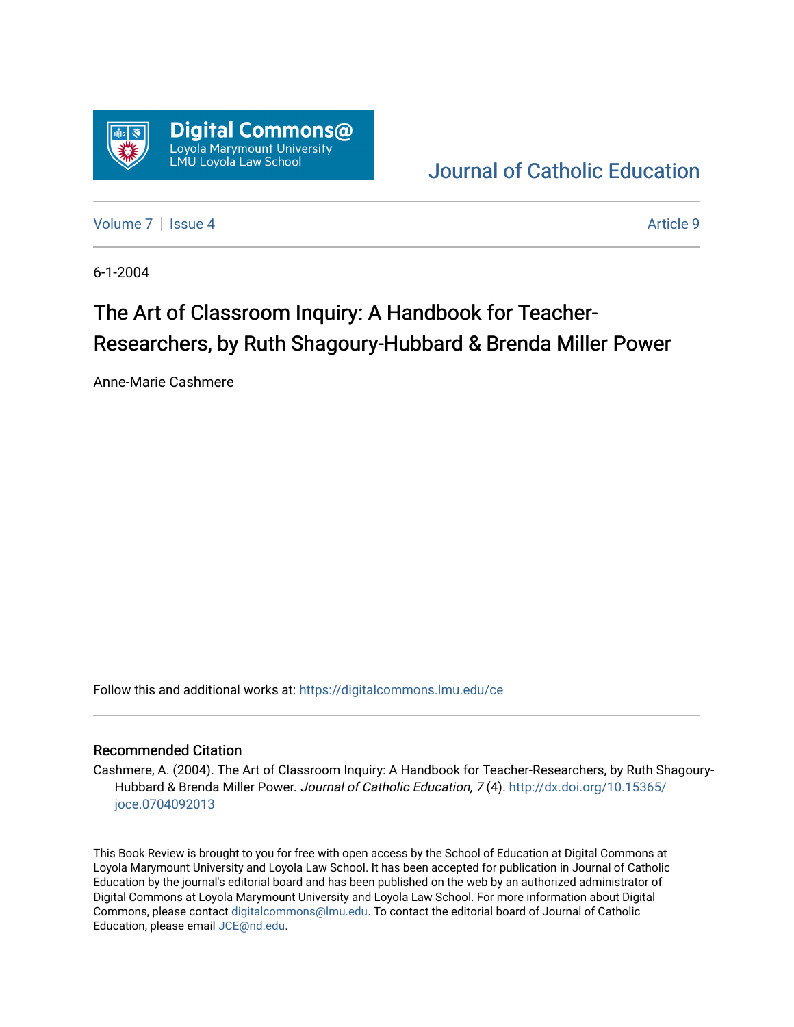Digital Commons@
Loyola Marymount University
LMU Loyola Law School

Journal of Catholic Education

Volume 7 | Issue 4 Article 9

6-1-2004

# The Art of Classroom Inquiry: A Handbook for Teacher-Researchers, by Ruth Shagoury-Hubbard & Brenda Miller Power

Anne-Marie Cashmere

Follow this and additional works at: https://digitalcommons.lmu.edu/ce

## Recommended Citation

Cashmere, A. (2004). The Art of Classroom Inquiry: A Handbook for Teacher-Researchers, by Ruth Shagoury-Hubbard & Brenda Miller Power. *Journal of Catholic Education, 7* (4). http://dx.doi.org/10.15365/joce.0704092013

This Book Review is brought to you for free with open access by the School of Education at Digital Commons at Loyola Marymount University and Loyola Law School. It has been accepted for publication in Journal of Catholic Education by the journal's editorial board and has been published on the web by an authorized administrator of Digital Commons at Loyola Marymount University and Loyola Law School. For more information about Digital Commons, please contact digitalcommons@lmu.edu. To contact the editorial board of Journal of Catholic Education, please email JCE@nd.edu.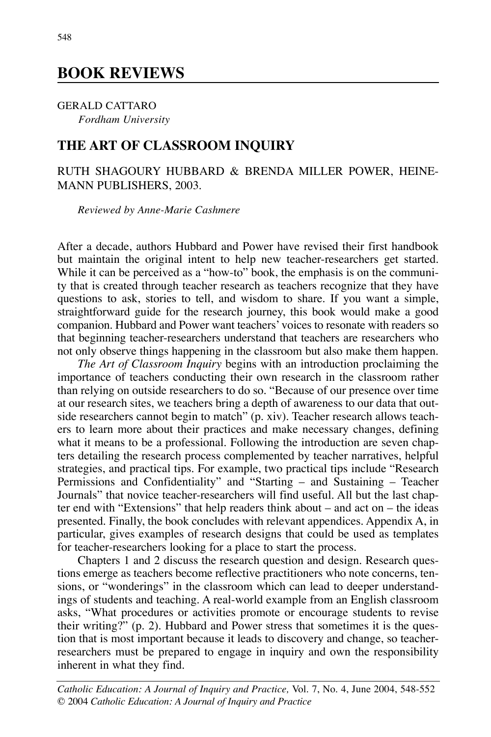# BOOK REVIEWS

GERALD CATTARO
*Fordham University*

## THE ART OF CLASSROOM INQUIRY

RUTH SHAGOURY HUBBARD & BRENDA MILLER POWER, HEINEMANN PUBLISHERS, 2003.

*Reviewed by Anne-Marie Cashmere*

After a decade, authors Hubbard and Power have revised their first handbook but maintain the original intent to help new teacher-researchers get started. While it can be perceived as a "how-to" book, the emphasis is on the community that is created through teacher research as teachers recognize that they have questions to ask, stories to tell, and wisdom to share. If you want a simple, straightforward guide for the research journey, this book would make a good companion. Hubbard and Power want teachers' voices to resonate with readers so that beginning teacher-researchers understand that teachers are researchers who not only observe things happening in the classroom but also make them happen.

*The Art of Classroom Inquiry* begins with an introduction proclaiming the importance of teachers conducting their own research in the classroom rather than relying on outside researchers to do so. "Because of our presence over time at our research sites, we teachers bring a depth of awareness to our data that outside researchers cannot begin to match" (p. xiv). Teacher research allows teachers to learn more about their practices and make necessary changes, defining what it means to be a professional. Following the introduction are seven chapters detailing the research process complemented by teacher narratives, helpful strategies, and practical tips. For example, two practical tips include "Research Permissions and Confidentiality" and "Starting – and Sustaining – Teacher Journals" that novice teacher-researchers will find useful. All but the last chapter end with "Extensions" that help readers think about – and act on – the ideas presented. Finally, the book concludes with relevant appendices. Appendix A, in particular, gives examples of research designs that could be used as templates for teacher-researchers looking for a place to start the process.

Chapters 1 and 2 discuss the research question and design. Research questions emerge as teachers become reflective practitioners who note concerns, tensions, or "wonderings" in the classroom which can lead to deeper understandings of students and teaching. A real-world example from an English classroom asks, "What procedures or activities promote or encourage students to revise their writing?" (p. 2). Hubbard and Power stress that sometimes it is the question that is most important because it leads to discovery and change, so teacher-researchers must be prepared to engage in inquiry and own the responsibility inherent in what they find.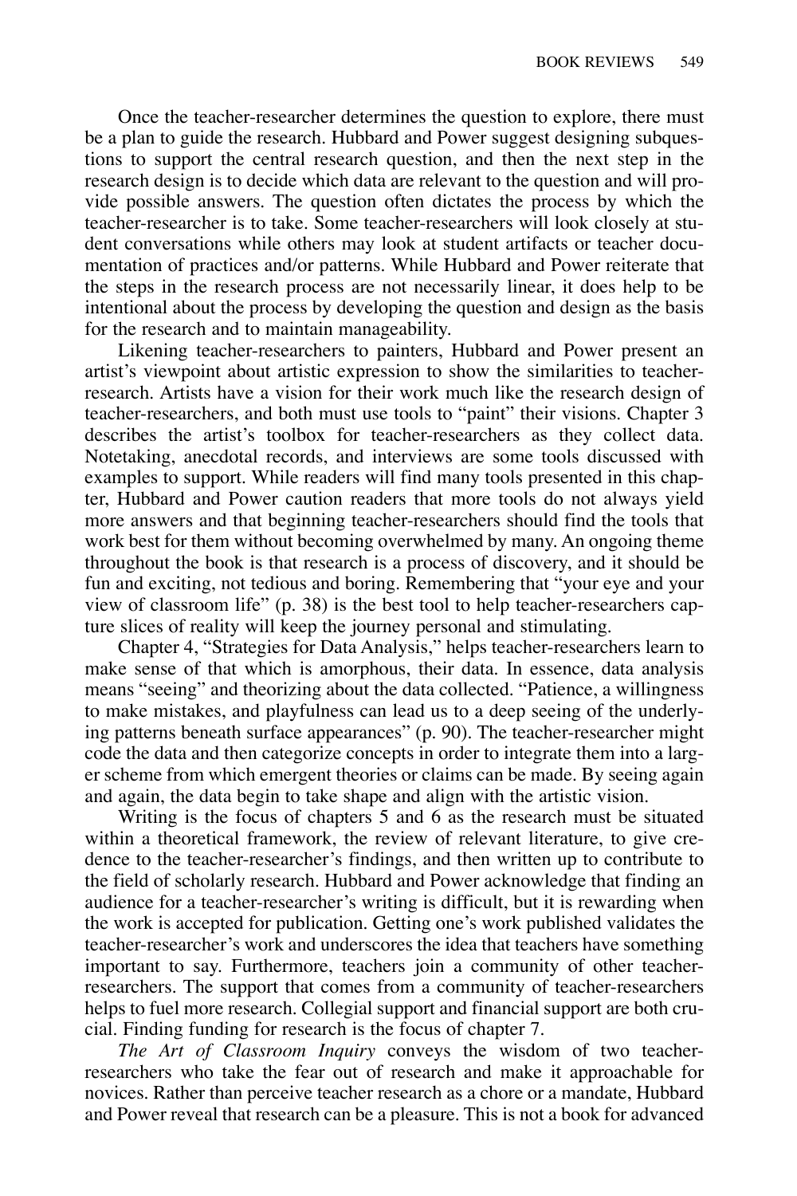Once the teacher-researcher determines the question to explore, there must be a plan to guide the research. Hubbard and Power suggest designing subquestions to support the central research question, and then the next step in the research design is to decide which data are relevant to the question and will provide possible answers. The question often dictates the process by which the teacher-researcher is to take. Some teacher-researchers will look closely at student conversations while others may look at student artifacts or teacher documentation of practices and/or patterns. While Hubbard and Power reiterate that the steps in the research process are not necessarily linear, it does help to be intentional about the process by developing the question and design as the basis for the research and to maintain manageability.

Likening teacher-researchers to painters, Hubbard and Power present an artist's viewpoint about artistic expression to show the similarities to teacher-research. Artists have a vision for their work much like the research design of teacher-researchers, and both must use tools to "paint" their visions. Chapter 3 describes the artist's toolbox for teacher-researchers as they collect data. Notetaking, anecdotal records, and interviews are some tools discussed with examples to support. While readers will find many tools presented in this chapter, Hubbard and Power caution readers that more tools do not always yield more answers and that beginning teacher-researchers should find the tools that work best for them without becoming overwhelmed by many. An ongoing theme throughout the book is that research is a process of discovery, and it should be fun and exciting, not tedious and boring. Remembering that "your eye and your view of classroom life" (p. 38) is the best tool to help teacher-researchers capture slices of reality will keep the journey personal and stimulating.

Chapter 4, "Strategies for Data Analysis," helps teacher-researchers learn to make sense of that which is amorphous, their data. In essence, data analysis means "seeing" and theorizing about the data collected. "Patience, a willingness to make mistakes, and playfulness can lead us to a deep seeing of the underlying patterns beneath surface appearances" (p. 90). The teacher-researcher might code the data and then categorize concepts in order to integrate them into a larger scheme from which emergent theories or claims can be made. By seeing again and again, the data begin to take shape and align with the artistic vision.

Writing is the focus of chapters 5 and 6 as the research must be situated within a theoretical framework, the review of relevant literature, to give credence to the teacher-researcher's findings, and then written up to contribute to the field of scholarly research. Hubbard and Power acknowledge that finding an audience for a teacher-researcher's writing is difficult, but it is rewarding when the work is accepted for publication. Getting one's work published validates the teacher-researcher's work and underscores the idea that teachers have something important to say. Furthermore, teachers join a community of other teacher-researchers. The support that comes from a community of teacher-researchers helps to fuel more research. Collegial support and financial support are both crucial. Finding funding for research is the focus of chapter 7.

*The Art of Classroom Inquiry* conveys the wisdom of two teacher-researchers who take the fear out of research and make it approachable for novices. Rather than perceive teacher research as a chore or a mandate, Hubbard and Power reveal that research can be a pleasure. This is not a book for advanced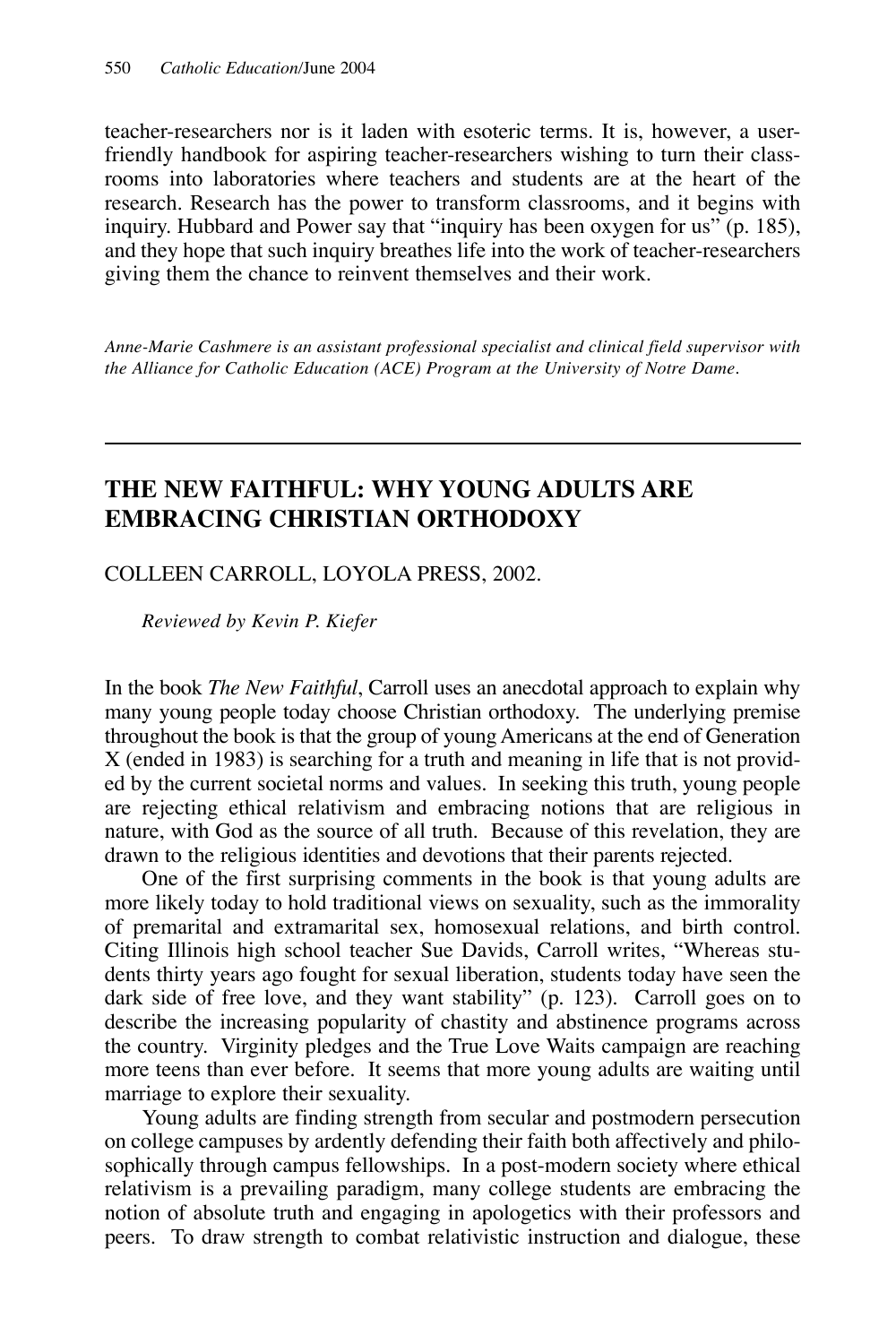teacher-researchers nor is it laden with esoteric terms. It is, however, a user-friendly handbook for aspiring teacher-researchers wishing to turn their classrooms into laboratories where teachers and students are at the heart of the research. Research has the power to transform classrooms, and it begins with inquiry. Hubbard and Power say that "inquiry has been oxygen for us" (p. 185), and they hope that such inquiry breathes life into the work of teacher-researchers giving them the chance to reinvent themselves and their work.

*Anne-Marie Cashmere is an assistant professional specialist and clinical field supervisor with the Alliance for Catholic Education (ACE) Program at the University of Notre Dame.*

---

## THE NEW FAITHFUL: WHY YOUNG ADULTS ARE EMBRACING CHRISTIAN ORTHODOXY

COLLEEN CARROLL, LOYOLA PRESS, 2002.

*Reviewed by Kevin P. Kiefer*

In the book *The New Faithful*, Carroll uses an anecdotal approach to explain why many young people today choose Christian orthodoxy. The underlying premise throughout the book is that the group of young Americans at the end of Generation X (ended in 1983) is searching for a truth and meaning in life that is not provided by the current societal norms and values. In seeking this truth, young people are rejecting ethical relativism and embracing notions that are religious in nature, with God as the source of all truth. Because of this revelation, they are drawn to the religious identities and devotions that their parents rejected.

One of the first surprising comments in the book is that young adults are more likely today to hold traditional views on sexuality, such as the immorality of premarital and extramarital sex, homosexual relations, and birth control. Citing Illinois high school teacher Sue Davids, Carroll writes, "Whereas students thirty years ago fought for sexual liberation, students today have seen the dark side of free love, and they want stability" (p. 123). Carroll goes on to describe the increasing popularity of chastity and abstinence programs across the country. Virginity pledges and the True Love Waits campaign are reaching more teens than ever before. It seems that more young adults are waiting until marriage to explore their sexuality.

Young adults are finding strength from secular and postmodern persecution on college campuses by ardently defending their faith both affectively and philosophically through campus fellowships. In a post-modern society where ethical relativism is a prevailing paradigm, many college students are embracing the notion of absolute truth and engaging in apologetics with their professors and peers. To draw strength to combat relativistic instruction and dialogue, these